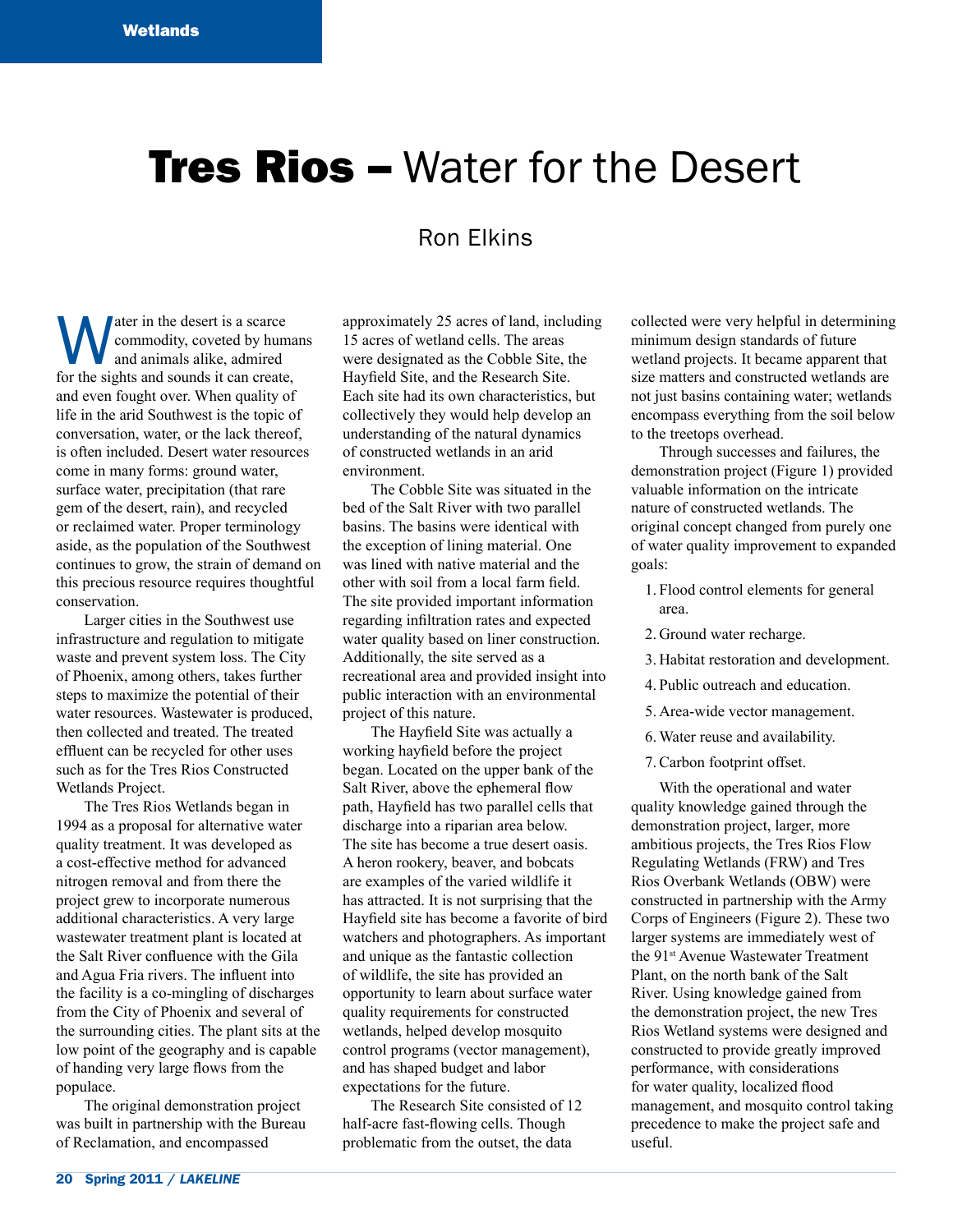# Tres Rios – Water for the Desert

Ron Elkins

Water in the desert is a scarce commodity, coveted by humans and animals alike, admired for the sights and sounds it can create, and even fought over. When quality of life in the arid Southwest is the topic of conversation, water, or the lack thereof, is often included. Desert water resources come in many forms: ground water, surface water, precipitation (that rare gem of the desert, rain), and recycled or reclaimed water. Proper terminology aside, as the population of the Southwest continues to grow, the strain of demand on this precious resource requires thoughtful conservation.

Larger cities in the Southwest use infrastructure and regulation to mitigate waste and prevent system loss. The City of Phoenix, among others, takes further steps to maximize the potential of their water resources. Wastewater is produced, then collected and treated. The treated effluent can be recycled for other uses such as for the Tres Rios Constructed Wetlands Project.

The Tres Rios Wetlands began in 1994 as a proposal for alternative water quality treatment. It was developed as a cost-effective method for advanced nitrogen removal and from there the project grew to incorporate numerous additional characteristics. A very large wastewater treatment plant is located at the Salt River confluence with the Gila and Agua Fria rivers. The influent into the facility is a co-mingling of discharges from the City of Phoenix and several of the surrounding cities. The plant sits at the low point of the geography and is capable of handing very large flows from the populace.

The original demonstration project was built in partnership with the Bureau of Reclamation, and encompassed approximately 25 acres of land, including 15 acres of wetland cells. The areas were designated as the Cobble Site, the Hayfield Site, and the Research Site. Each site had its own characteristics, but collectively they would help develop an understanding of the natural dynamics of constructed wetlands in an arid environment.

The Cobble Site was situated in the bed of the Salt River with two parallel basins. The basins were identical with the exception of lining material. One was lined with native material and the other with soil from a local farm field. The site provided important information regarding infiltration rates and expected water quality based on liner construction. Additionally, the site served as a recreational area and provided insight into public interaction with an environmental project of this nature.

The Hayfield Site was actually a working hayfield before the project began. Located on the upper bank of the Salt River, above the ephemeral flow path, Hayfield has two parallel cells that discharge into a riparian area below. The site has become a true desert oasis. A heron rookery, beaver, and bobcats are examples of the varied wildlife it has attracted. It is not surprising that the Hayfield site has become a favorite of bird watchers and photographers. As important and unique as the fantastic collection of wildlife, the site has provided an opportunity to learn about surface water quality requirements for constructed wetlands, helped develop mosquito control programs (vector management), and has shaped budget and labor expectations for the future.

The Research Site consisted of 12 half-acre fast-flowing cells. Though problematic from the outset, the data collected were very helpful in determining minimum design standards of future wetland projects. It became apparent that size matters and constructed wetlands are not just basins containing water; wetlands encompass everything from the soil below to the treetops overhead.

Through successes and failures, the demonstration project (Figure 1) provided valuable information on the intricate nature of constructed wetlands. The original concept changed from purely one of water quality improvement to expanded goals:

1. Flood control elements for general area.
2. Ground water recharge.
3. Habitat restoration and development.
4. Public outreach and education.
5. Area-wide vector management.
6. Water reuse and availability.
7. Carbon footprint offset.

With the operational and water quality knowledge gained through the demonstration project, larger, more ambitious projects, the Tres Rios Flow Regulating Wetlands (FRW) and Tres Rios Overbank Wetlands (OBW) were constructed in partnership with the Army Corps of Engineers (Figure 2). These two larger systems are immediately west of the 91st Avenue Wastewater Treatment Plant, on the north bank of the Salt River. Using knowledge gained from the demonstration project, the new Tres Rios Wetland systems were designed and constructed to provide greatly improved performance, with considerations for water quality, localized flood management, and mosquito control taking precedence to make the project safe and useful.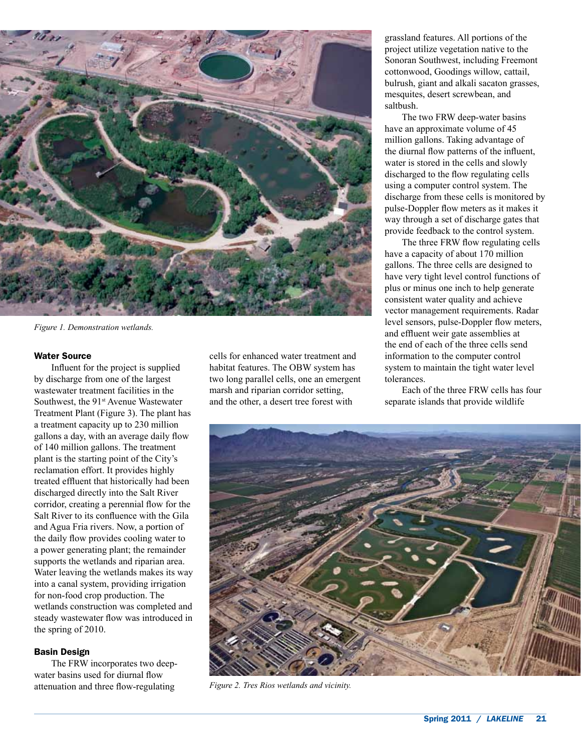*Figure 1. Demonstration wetlands.*

### Water Source

Influent for the project is supplied by discharge from one of the largest wastewater treatment facilities in the Southwest, the 91st Avenue Wastewater Treatment Plant (Figure 3). The plant has a treatment capacity up to 230 million gallons a day, with an average daily flow of 140 million gallons. The treatment plant is the starting point of the City's reclamation effort. It provides highly treated effluent that historically had been discharged directly into the Salt River corridor, creating a perennial flow for the Salt River to its confluence with the Gila and Agua Fria rivers. Now, a portion of the daily flow provides cooling water to a power generating plant; the remainder supports the wetlands and riparian area. Water leaving the wetlands makes its way into a canal system, providing irrigation for non-food crop production. The wetlands construction was completed and steady wastewater flow was introduced in the spring of 2010.

### Basin Design

The FRW incorporates two deep-water basins used for diurnal flow attenuation and three flow-regulating cells for enhanced water treatment and habitat features. The OBW system has two long parallel cells, one an emergent marsh and riparian corridor setting, and the other, a desert tree forest with grassland features. All portions of the project utilize vegetation native to the Sonoran Southwest, including Freemont cottonwood, Goodings willow, cattail, bulrush, giant and alkali sacaton grasses, mesquites, desert screwbean, and saltbush.

The two FRW deep-water basins have an approximate volume of 45 million gallons. Taking advantage of the diurnal flow patterns of the influent, water is stored in the cells and slowly discharged to the flow regulating cells using a computer control system. The discharge from these cells is monitored by pulse-Doppler flow meters as it makes it way through a set of discharge gates that provide feedback to the control system.

The three FRW flow regulating cells have a capacity of about 170 million gallons. The three cells are designed to have very tight level control functions of plus or minus one inch to help generate consistent water quality and achieve vector management requirements. Radar level sensors, pulse-Doppler flow meters, and effluent weir gate assemblies at the end of each of the three cells send information to the computer control system to maintain the tight water level tolerances.

Each of the three FRW cells has four separate islands that provide wildlife

*Figure 2. Tres Rios wetlands and vicinity.*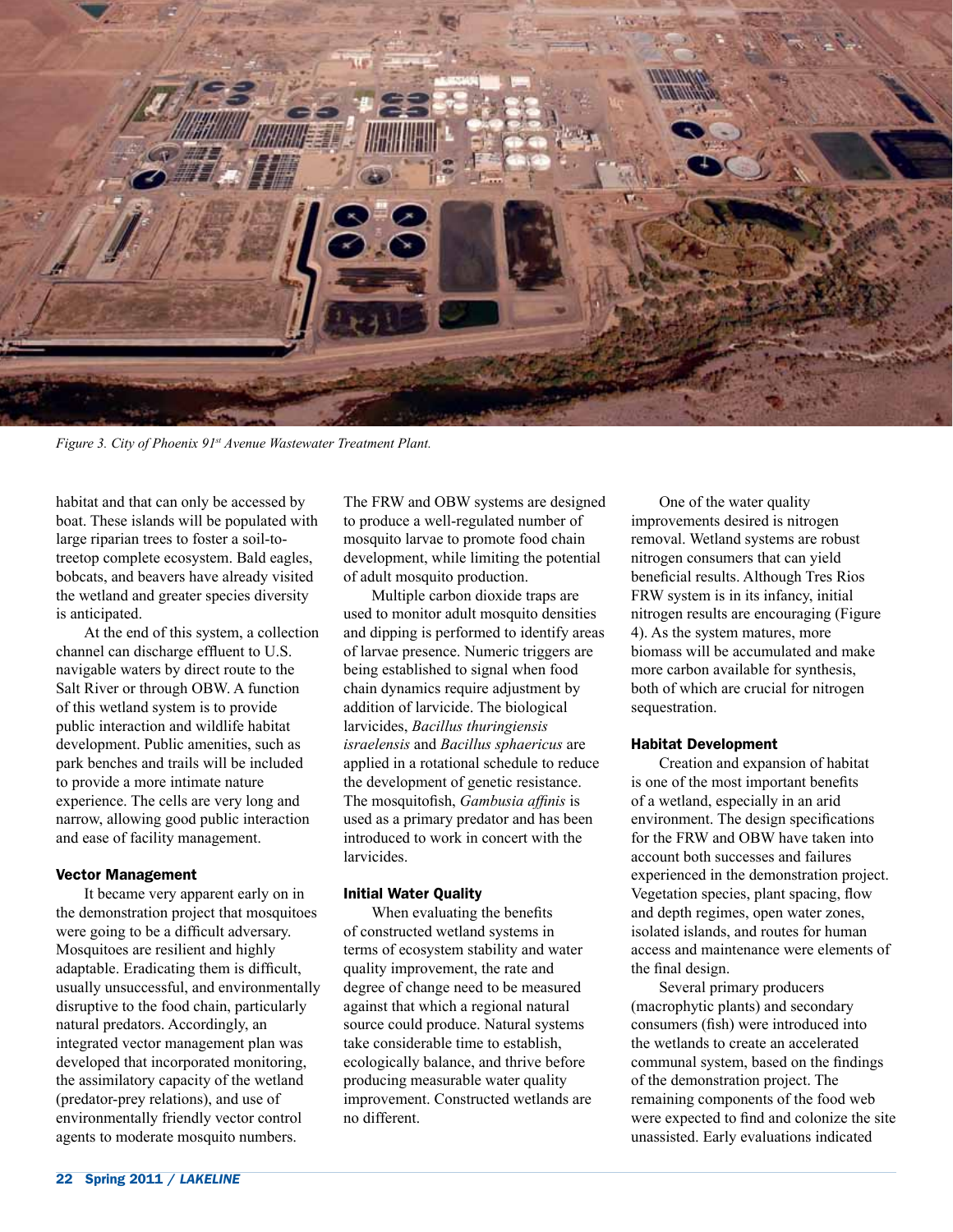*Figure 3. City of Phoenix 91st Avenue Wastewater Treatment Plant.*

habitat and that can only be accessed by boat. These islands will be populated with large riparian trees to foster a soil-to-treetop complete ecosystem. Bald eagles, bobcats, and beavers have already visited the wetland and greater species diversity is anticipated.

At the end of this system, a collection channel can discharge effluent to U.S. navigable waters by direct route to the Salt River or through OBW. A function of this wetland system is to provide public interaction and wildlife habitat development. Public amenities, such as park benches and trails will be included to provide a more intimate nature experience. The cells are very long and narrow, allowing good public interaction and ease of facility management.

### Vector Management

It became very apparent early on in the demonstration project that mosquitoes were going to be a difficult adversary. Mosquitoes are resilient and highly adaptable. Eradicating them is difficult, usually unsuccessful, and environmentally disruptive to the food chain, particularly natural predators. Accordingly, an integrated vector management plan was developed that incorporated monitoring, the assimilatory capacity of the wetland (predator-prey relations), and use of environmentally friendly vector control agents to moderate mosquito numbers. The FRW and OBW systems are designed to produce a well-regulated number of mosquito larvae to promote food chain development, while limiting the potential of adult mosquito production.

Multiple carbon dioxide traps are used to monitor adult mosquito densities and dipping is performed to identify areas of larvae presence. Numeric triggers are being established to signal when food chain dynamics require adjustment by addition of larvicide. The biological larvicides, *Bacillus thuringiensis israelensis* and *Bacillus sphaericus* are applied in a rotational schedule to reduce the development of genetic resistance. The mosquitofish, *Gambusia affinis* is used as a primary predator and has been introduced to work in concert with the larvicides.

### Initial Water Quality

When evaluating the benefits of constructed wetland systems in terms of ecosystem stability and water quality improvement, the rate and degree of change need to be measured against that which a regional natural source could produce. Natural systems take considerable time to establish, ecologically balance, and thrive before producing measurable water quality improvement. Constructed wetlands are no different.

One of the water quality improvements desired is nitrogen removal. Wetland systems are robust nitrogen consumers that can yield beneficial results. Although Tres Rios FRW system is in its infancy, initial nitrogen results are encouraging (Figure 4). As the system matures, more biomass will be accumulated and make more carbon available for synthesis, both of which are crucial for nitrogen sequestration.

### Habitat Development

Creation and expansion of habitat is one of the most important benefits of a wetland, especially in an arid environment. The design specifications for the FRW and OBW have taken into account both successes and failures experienced in the demonstration project. Vegetation species, plant spacing, flow and depth regimes, open water zones, isolated islands, and routes for human access and maintenance were elements of the final design.

Several primary producers (macrophytic plants) and secondary consumers (fish) were introduced into the wetlands to create an accelerated communal system, based on the findings of the demonstration project. The remaining components of the food web were expected to find and colonize the site unassisted. Early evaluations indicated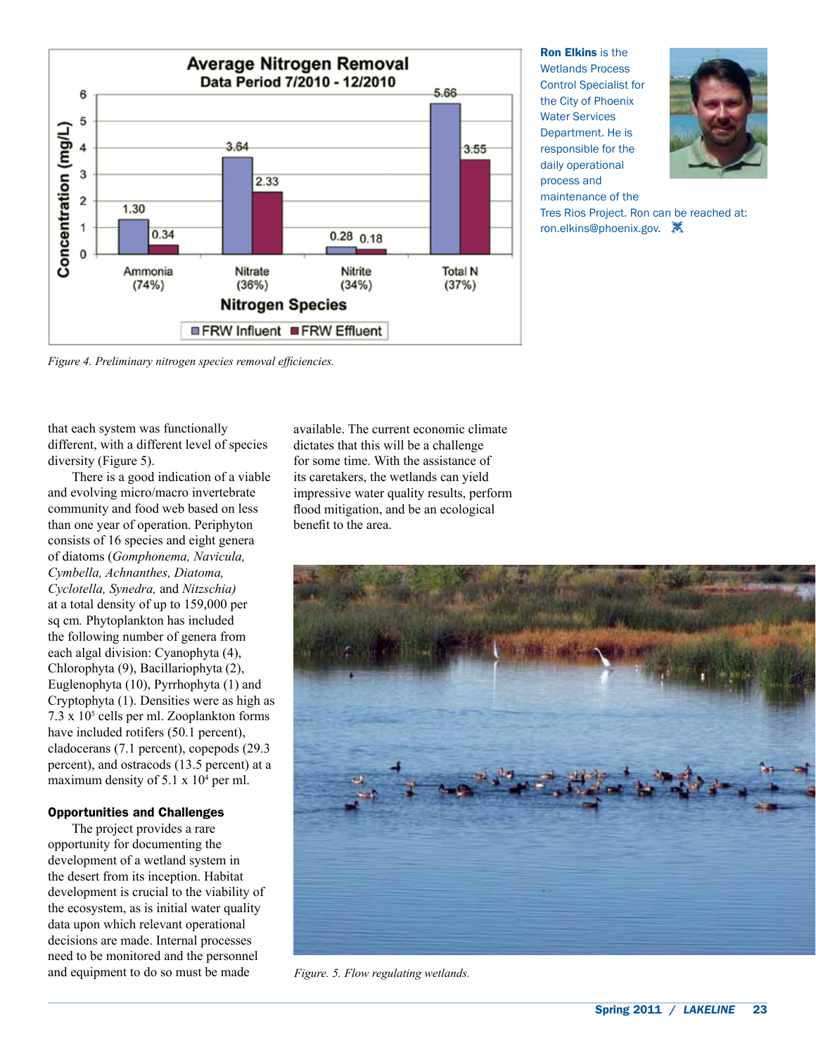Average Nitrogen Removal
Data Period 7/2010 - 12/2010

Concentration (mg/L)

6
5
4
3
2
1
0

1.30
0.34
3.64
2.33
0.28
0.18
5.66
3.55

Ammonia (74%)
Nitrate (36%)
Nitrite (34%)
Total N (37%)

Nitrogen Species

FRW Influent
FRW Effluent

*Figure 4. Preliminary nitrogen species removal efficiencies.*

**Ron Elkins** is the Wetlands Process Control Specialist for the City of Phoenix Water Services Department. He is responsible for the daily operational process and maintenance of the Tres Rios Project. Ron can be reached at: ron.elkins@phoenix.gov.

that each system was functionally different, with a different level of species diversity (Figure 5).

There is a good indication of a viable and evolving micro/macro invertebrate community and food web based on less than one year of operation. Periphyton consists of 16 species and eight genera of diatoms (*Gomphonema, Navicula, Cymbella, Achnanthes, Diatoma, Cyclotella, Synedra,* and *Nitzschia)* at a total density of up to 159,000 per sq cm. Phytoplankton has included the following number of genera from each algal division: Cyanophyta (4), Chlorophyta (9), Bacillariophyta (2), Euglenophyta (10), Pyrrhophyta (1) and Cryptophyta (1). Densities were as high as $7.3 \times 10^5$ cells per ml. Zooplankton forms have included rotifers (50.1 percent), cladocerans (7.1 percent), copepods (29.3 percent), and ostracods (13.5 percent) at a maximum density of $5.1 \times 10^4$ per ml.

### Opportunities and Challenges

The project provides a rare opportunity for documenting the development of a wetland system in the desert from its inception. Habitat development is crucial to the viability of the ecosystem, as is initial water quality data upon which relevant operational decisions are made. Internal processes need to be monitored and the personnel and equipment to do so must be made available. The current economic climate dictates that this will be a challenge for some time. With the assistance of its caretakers, the wetlands can yield impressive water quality results, perform flood mitigation, and be an ecological benefit to the area.

*Figure. 5. Flow regulating wetlands.*